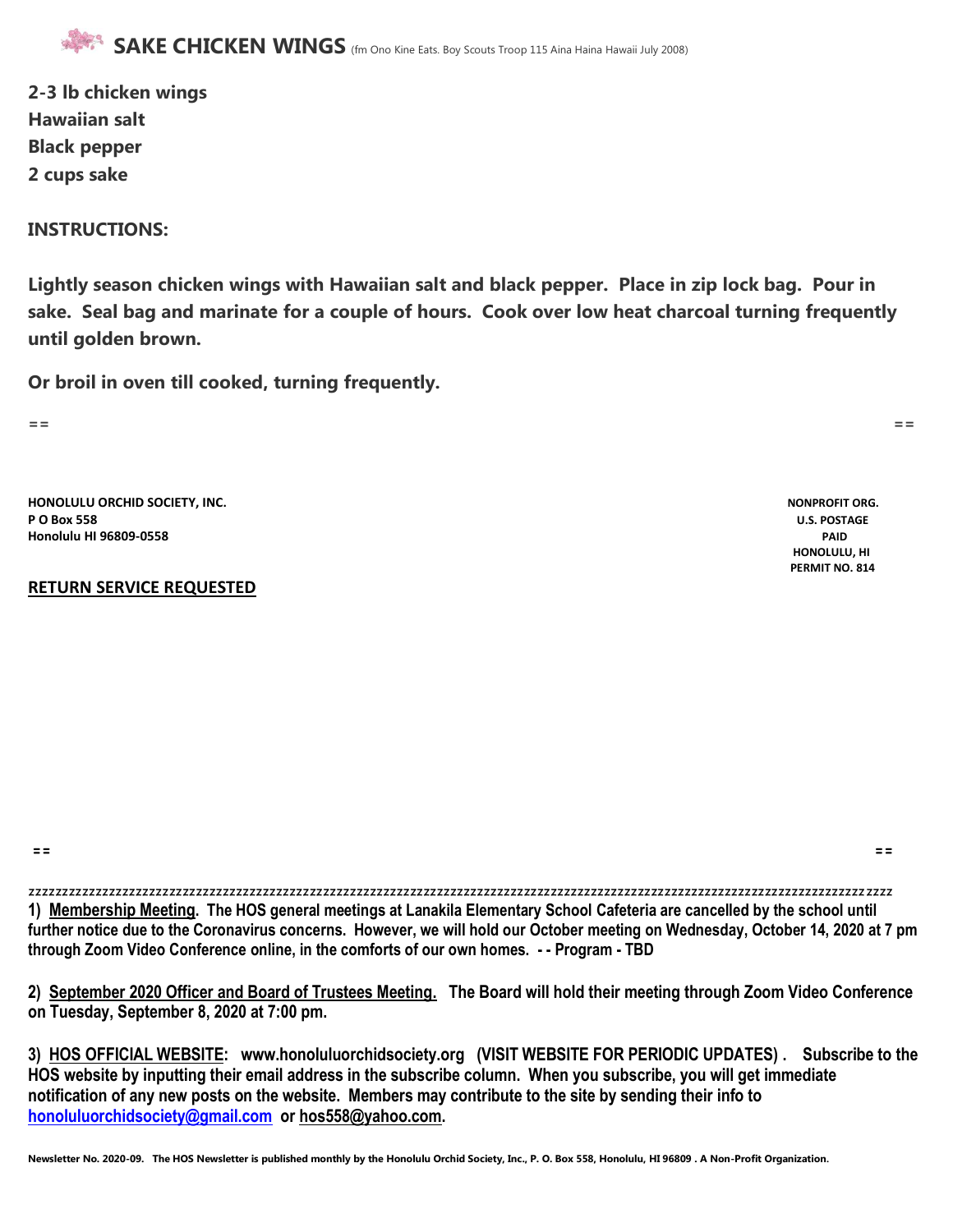## SAKE CHICKEN WINGS (fm Ono Kine Eats. Boy Scouts Troop 115 Aina Haina Hawaii July 2008)

**2-3 lb chicken wings**
**Hawaiian salt**
**Black pepper**
**2 cups sake**

**INSTRUCTIONS:**

**Lightly season chicken wings with Hawaiian salt and black pepper. Place in zip lock bag. Pour in sake. Seal bag and marinate for a couple of hours. Cook over low heat charcoal turning frequently until golden brown.**

**Or broil in oven till cooked, turning frequently.**

==                                                                                                                                                                  ==

**HONOLULU ORCHID SOCIETY, INC.**
**P O Box 558**
**Honolulu HI 96809-0558**

**NONPROFIT ORG.**
**U.S. POSTAGE**
**PAID**
**HONOLULU, HI**
**PERMIT NO. 814**

**RETURN SERVICE REQUESTED**

==                                                                                                                                                                  ==

zzzzzzzzzzzzzzzzzzzzzzzzzzzzzzzzzzzzzzzzzzzzzzzzzzzzzzzzzzzzzzzzzzzzzzzzzzzzzzzzzzzzzzzzzzzzzzzzzzzzzzzzzzzzzzzzzzzzzzzzz zzzz

**1) Membership Meeting. The HOS general meetings at Lanakila Elementary School Cafeteria are cancelled by the school until further notice due to the Coronavirus concerns. However, we will hold our October meeting on Wednesday, October 14, 2020 at 7 pm through Zoom Video Conference online, in the comforts of our own homes. - - Program - TBD**

**2) September 2020 Officer and Board of Trustees Meeting. The Board will hold their meeting through Zoom Video Conference on Tuesday, September 8, 2020 at 7:00 pm.**

**3) HOS OFFICIAL WEBSITE: www.honoluluorchidsociety.org (VISIT WEBSITE FOR PERIODIC UPDATES) . Subscribe to the HOS website by inputting their email address in the subscribe column. When you subscribe, you will get immediate notification of any new posts on the website. Members may contribute to the site by sending their info to honoluluorchidsociety@gmail.com or hos558@yahoo.com.**

**Newsletter No. 2020-09. The HOS Newsletter is published monthly by the Honolulu Orchid Society, Inc., P. O. Box 558, Honolulu, HI 96809 . A Non-Profit Organization.**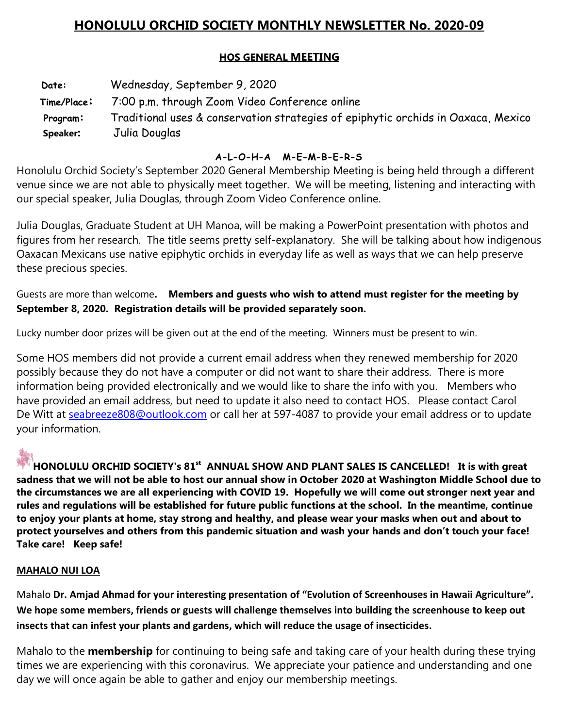# HONOLULU ORCHID SOCIETY MONTHLY NEWSLETTER No. 2020-09

## HOS GENERAL MEETING

**Date:** Wednesday, September 9, 2020

**Time/Place:** 7:00 p.m. through Zoom Video Conference online

**Program:** Traditional uses & conservation strategies of epiphytic orchids in Oaxaca, Mexico

**Speaker:** Julia Douglas

**A-L-O-H-A M-E-M-B-E-R-S**

Honolulu Orchid Society's September 2020 General Membership Meeting is being held through a different venue since we are not able to physically meet together. We will be meeting, listening and interacting with our special speaker, Julia Douglas, through Zoom Video Conference online.

Julia Douglas, Graduate Student at UH Manoa, will be making a PowerPoint presentation with photos and figures from her research. The title seems pretty self-explanatory. She will be talking about how indigenous Oaxacan Mexicans use native epiphytic orchids in everyday life as well as ways that we can help preserve these precious species.

Guests are more than welcome**. Members and guests who wish to attend must register for the meeting by September 8, 2020. Registration details will be provided separately soon.**

Lucky number door prizes will be given out at the end of the meeting. Winners must be present to win.

Some HOS members did not provide a current email address when they renewed membership for 2020 possibly because they do not have a computer or did not want to share their address. There is more information being provided electronically and we would like to share the info with you. Members who have provided an email address, but need to update it also need to contact HOS. Please contact Carol De Witt at seabreeze808@outlook.com or call her at 597-4087 to provide your email address or to update your information.

**HONOLULU ORCHID SOCIETY's 81st ANNUAL SHOW AND PLANT SALES IS CANCELLED! It is with great sadness that we will not be able to host our annual show in October 2020 at Washington Middle School due to the circumstances we are all experiencing with COVID 19. Hopefully we will come out stronger next year and rules and regulations will be established for future public functions at the school. In the meantime, continue to enjoy your plants at home, stay strong and healthy, and please wear your masks when out and about to protect yourselves and others from this pandemic situation and wash your hands and don't touch your face! Take care! Keep safe!**

**MAHALO NUI LOA**

Mahalo **Dr. Amjad Ahmad for your interesting presentation of "Evolution of Screenhouses in Hawaii Agriculture". We hope some members, friends or guests will challenge themselves into building the screenhouse to keep out insects that can infest your plants and gardens, which will reduce the usage of insecticides.**

Mahalo to the **membership** for continuing to being safe and taking care of your health during these trying times we are experiencing with this coronavirus. We appreciate your patience and understanding and one day we will once again be able to gather and enjoy our membership meetings.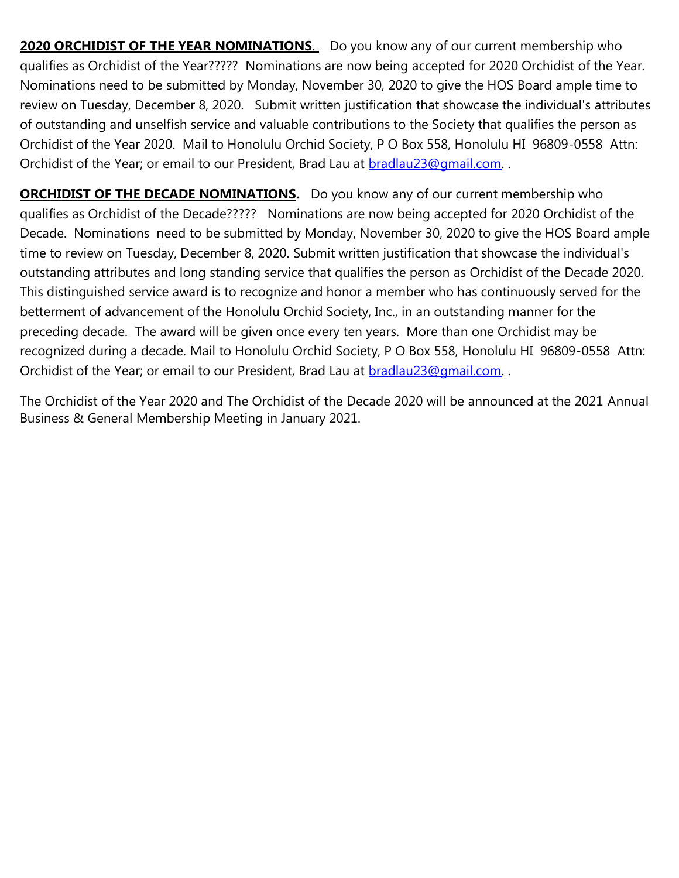**2020 ORCHIDIST OF THE YEAR NOMINATIONS.** Do you know any of our current membership who qualifies as Orchidist of the Year????? Nominations are now being accepted for 2020 Orchidist of the Year. Nominations need to be submitted by Monday, November 30, 2020 to give the HOS Board ample time to review on Tuesday, December 8, 2020. Submit written justification that showcase the individual's attributes of outstanding and unselfish service and valuable contributions to the Society that qualifies the person as Orchidist of the Year 2020. Mail to Honolulu Orchid Society, P O Box 558, Honolulu HI 96809-0558 Attn: Orchidist of the Year; or email to our President, Brad Lau at bradlau23@gmail.com. .

**ORCHIDIST OF THE DECADE NOMINATIONS.** Do you know any of our current membership who qualifies as Orchidist of the Decade????? Nominations are now being accepted for 2020 Orchidist of the Decade. Nominations need to be submitted by Monday, November 30, 2020 to give the HOS Board ample time to review on Tuesday, December 8, 2020. Submit written justification that showcase the individual's outstanding attributes and long standing service that qualifies the person as Orchidist of the Decade 2020. This distinguished service award is to recognize and honor a member who has continuously served for the betterment of advancement of the Honolulu Orchid Society, Inc., in an outstanding manner for the preceding decade. The award will be given once every ten years. More than one Orchidist may be recognized during a decade. Mail to Honolulu Orchid Society, P O Box 558, Honolulu HI 96809-0558 Attn: Orchidist of the Year; or email to our President, Brad Lau at bradlau23@gmail.com. .

The Orchidist of the Year 2020 and The Orchidist of the Decade 2020 will be announced at the 2021 Annual Business & General Membership Meeting in January 2021.